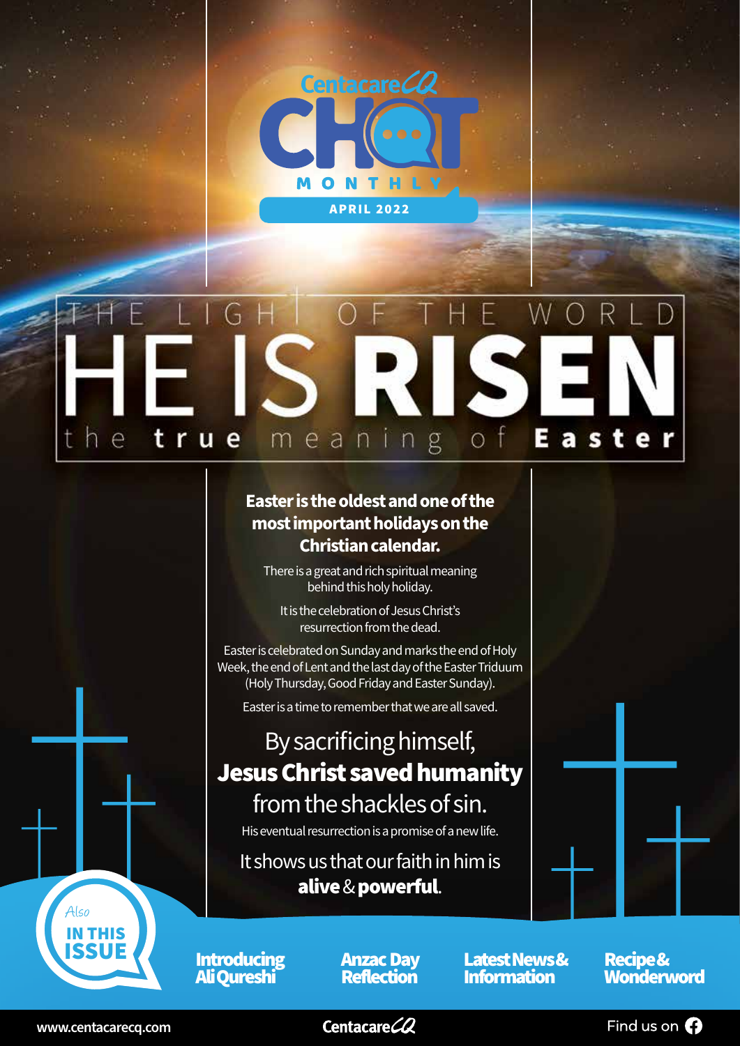# Centacare CQ CHAT MONTHLY

**APRIL 2022**

## THE LIGHT OF THE WORLD

# HE IS RISEN

### the true meaning of Easter

**Easter is the oldest and one of the most important holidays on the Christian calendar.**

There is a great and rich spiritual meaning behind this holy holiday.

It is the celebration of Jesus Christ's resurrection from the dead.

Easter is celebrated on Sunday and marks the end of Holy Week, the end of Lent and the last day of the Easter Triduum (Holy Thursday, Good Friday and Easter Sunday).

Easter is a time to remember that we are all saved.

By sacrificing himself, **Jesus Christ saved humanity** from the shackles of sin.

His eventual resurrection is a promise of a new life.

It shows us that our faith in him is **alive** & **powerful**.

## Also IN THIS ISSUE

- **Introducing Ali Qureshi**
- **Anzac Day Reflection**
- **Latest News & Information**
- **Recipe & Wonderword**

www.centacarecq.com

Centacare CQ

Find us on Facebook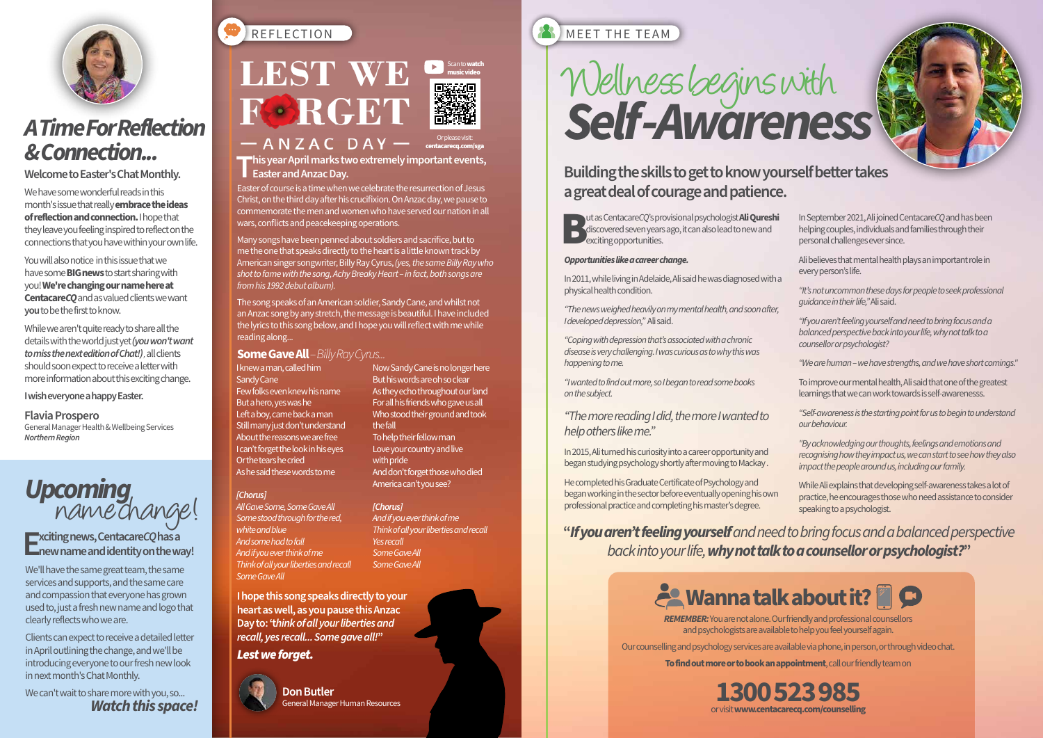# A Time For Reflection & Connection...

**Welcome to Easter's Chat Monthly.**

We have some wonderful reads in this month's issue that really **embrace the ideas of reflection and connection.** I hope that they leave you feeling inspired to reflect on the connections that you have within your own life.

You will also notice in this issue that we have some **BIG news** to start sharing with you! **We're changing our name here at Centacare*CQ*** and as valued clients we want **you** to be the first to know.

While we aren't quite ready to share all the details with the world just yet *(you won't want to miss the next edition of Chat!)*, all clients should soon expect to receive a letter with more information about this exciting change.

**I wish everyone a happy Easter.**

**Flavia Prospero**
General Manager Health & Wellbeing Services
***Northern Region***

## *Upcoming* name change!

**Exciting news, Centacare*CQ* has a new name and identity on the way!**

We'll have the same great team, the same services and supports, and the same care and compassion that everyone has grown used to, just a fresh new name and logo that clearly reflects who we are.

Clients can expect to receive a detailed letter in April outlining the change, and we'll be introducing everyone to our fresh new look in next month's Chat Monthly.

We can't wait to share more with you, so...
***Watch this space!***

REFLECTION

# LEST WE FORGET
## — ANZAC DAY —

Scan to **watch music video**

Or please visit: **centacarecq.com/sga**

**This year April marks two extremely important events, Easter and Anzac Day.**

Easter of course is a time when we celebrate the resurrection of Jesus Christ, on the third day after his crucifixion. On Anzac day, we pause to commemorate the men and women who have served our nation in all wars, conflicts and peacekeeping operations.

Many songs have been penned about soldiers and sacrifice, but to me the one that speaks directly to the heart is a little known track by American singer songwriter, Billy Ray Cyrus, *(yes, the same Billy Ray who shot to fame with the song, Achy Breaky Heart – in fact, both songs are from his 1992 debut album).*

The song speaks of an American soldier, Sandy Cane, and whilst not an Anzac song by any stretch, the message is beautiful. I have included the lyrics to this song below, and I hope you will reflect with me while reading along...

### **Some Gave All** *– Billy Ray Cyrus...*

I knew a man, called him
Sandy Cane
Few folks even knew his name
But a hero, yes was he
Left a boy, came back a man
Still many just don't understand
About the reasons we are free
I can't forget the look in his eyes
Or the tears he cried
As he said these words to me

*[Chorus]*
*All Gave Some, Some Gave All*
*Some stood through for the red, white and blue*
*And some had to fall*
*And if you ever think of me*
*Think of all your liberties and recall*
*Some Gave All*

Now Sandy Cane is no longer here
But his words are oh so clear
As they echo throughout our land
For all his friends who gave us all
Who stood their ground and took the fall
To help their fellow man
Love your country and live with pride
And don't forget those who died
America can't you see?

*[Chorus]*
*And if you ever think of me*
*Think of all your liberties and recall*
*Yes recall*
*Some Gave All*
*Some Gave All*

**I hope this song speaks directly to your heart as well, as you pause this Anzac Day to: '*think of all your liberties and recall, yes recall... Some gave all!*'**

***Lest we forget.***

**Don Butler**
General Manager Human Resources

MEET THE TEAM

# Wellness begins with *Self-Awareness*

## Building the skills to get to know yourself better takes a great deal of courage and patience.

But as Centacare*CQ*'s provisional psychologist **Ali Qureshi** discovered seven years ago, it can also lead to new and exciting opportunities.

***Opportunities like a career change.***

In 2011, while living in Adelaide, Ali said he was diagnosed with a physical health condition.

*"The news weighed heavily on my mental health, and soon after, I developed depression,"* Ali said.

*"Coping with depression that's associated with a chronic disease is very challenging. I was curious as to why this was happening to me.*

*"I wanted to find out more, so I began to read some books on the subject.*

*"The more reading I did, the more I wanted to help others like me."*

In 2015, Ali turned his curiosity into a career opportunity and began studying psychology shortly after moving to Mackay.

He completed his Graduate Certificate of Psychology and began working in the sector before eventually opening his own professional practice and completing his master's degree.

In September 2021, Ali joined Centacare*CQ* and has been helping couples, individuals and families through their personal challenges ever since.

Ali believes that mental health plays an important role in every person's life.

*"It's not uncommon these days for people to seek professional guidance in their life,"* Ali said.

*"If you aren't feeling yourself and need to bring focus and a balanced perspective back into your life, why not talk to a counsellor or psychologist?*

*"We are human – we have strengths, and we have short comings."*

To improve our mental health, Ali said that one of the greatest learnings that we can work towards is self-awarenesss.

*"Self-awareness is the starting point for us to begin to understand our behaviour.*

*"By acknowledging our thoughts, feelings and emotions and recognising how they impact us, we can start to see how they also impact the people around us, including our family.*

While Ali explains that developing self-awareness takes a lot of practice, he encourages those who need assistance to consider speaking to a psychologist.

> "***If you aren't feeling yourself*** *and need to bring focus and a balanced perspective back into your life,* ***why not talk to a counsellor or psychologist?***"

## Wanna talk about it?

***REMEMBER:*** You are not alone. Our friendly and professional counsellors and psychologists are available to help you feel yourself again.

Our counselling and psychology services are available via phone, in person, or through video chat.

**To find out more or to book an appointment**, call our friendly team on

# 1300 523 985

or visit **www.centacarecq.com/counselling**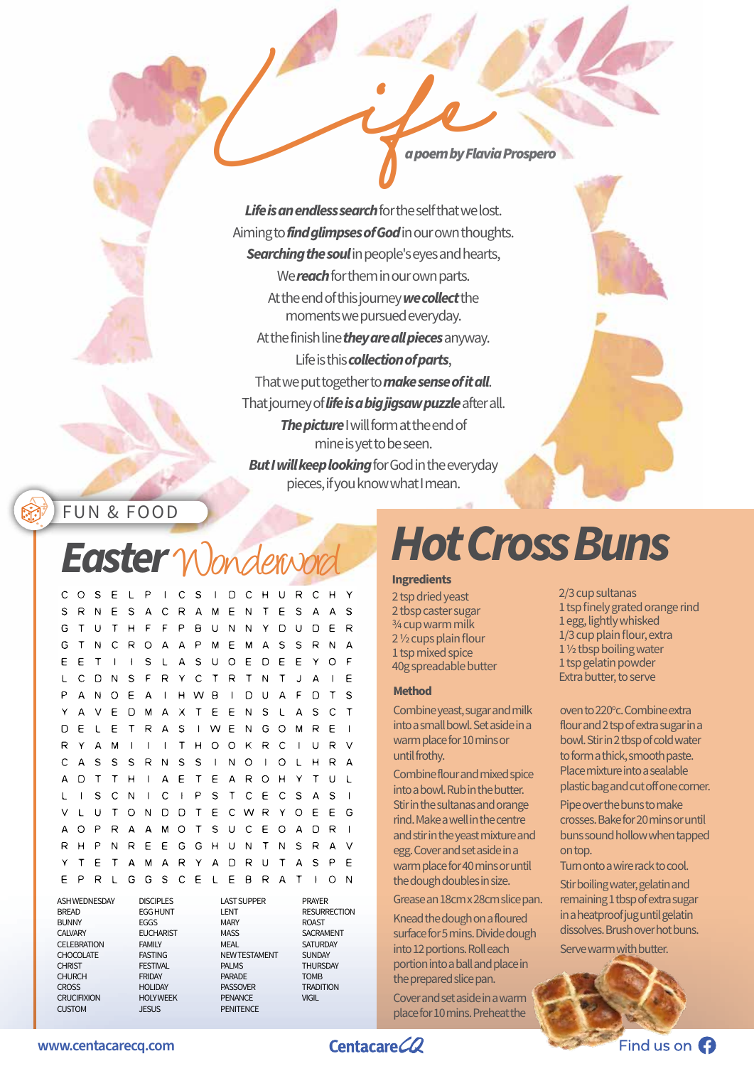# Life

*a poem by Flavia Prospero*

***Life is an endless search*** for the self that we lost.
Aiming to ***find glimpses of God*** in our own thoughts.
***Searching the soul*** in people's eyes and hearts,
We ***reach*** for them in our own parts.
At the end of this journey ***we collect*** the moments we pursued everyday.
At the finish line ***they are all pieces*** anyway.
Life is this ***collection of parts***,
That we put together to ***make sense of it all***.
That journey of ***life is a big jigsaw puzzle*** after all.
***The picture*** I will form at the end of mine is yet to be seen.
***But I will keep looking*** for God in the everyday pieces, if you know what I mean.

FUN & FOOD

## Easter Wonderword

```
C O S E L P I C S I D C H U R C H Y
S R N E S A C R A M E N T E S A A S
G T U T H F F P B U N N Y D U D E R
G T N C R O A A P M E M A S S R N A
E E T I I S L A S U O E D E E Y O F
L C D N S F R Y C T R T N T J A I E
P A N O E A I H W B I D U A F D T S
Y A V E D M A X T E E N S L A S C T
D E L E T R A S I W E N G O M R E I
R Y A M I I I T H O O K R C I U R V
C A S S S R N S S I N O I O L H R A
A D T T H I A E T E A R O H Y T U L
L I S C N I C I P S T C E C S A S I
V L U T O N D D T E C W R Y O E E G
A O P R A A M O T S U C E O A D R I
R H P N R E E G G H U N T N S R A V
Y T E T A M A R Y A D R U T A S P E
E P R L G G S C E L E B R A T I O N
```

| | | | |
|---|---|---|---|
| ASH WEDNESDAY | DISCIPLES | LAST SUPPER | PRAYER |
| BREAD | EGG HUNT | LENT | RESURRECTION |
| BUNNY | EGGS | MARY | ROAST |
| CALVARY | EUCHARIST | MASS | SACRAMENT |
| CELEBRATION | FAMILY | MEAL | SATURDAY |
| CHOCOLATE | FASTING | NEW TESTAMENT | SUNDAY |
| CHRIST | FESTIVAL | PALMS | THURSDAY |
| CHURCH | FRIDAY | PARADE | TOMB |
| CROSS | HOLIDAY | PASSOVER | TRADITION |
| CRUCIFIXION | HOLY WEEK | PENANCE | VIGIL |
| CUSTOM | JESUS | PENITENCE | |

## Hot Cross Buns

### Ingredients

- 2 tsp dried yeast
- 2 tbsp caster sugar
- ¾ cup warm milk
- 2 ½ cups plain flour
- 1 tsp mixed spice
- 40g spreadable butter
- 2/3 cup sultanas
- 1 tsp finely grated orange rind
- 1 egg, lightly whisked
- 1/3 cup plain flour, extra
- 1 ½ tbsp boiling water
- 1 tsp gelatin powder
- Extra butter, to serve

### Method

Combine yeast, sugar and milk into a small bowl. Set aside in a warm place for 10 mins or until frothy.

Combine flour and mixed spice into a bowl. Rub in the butter. Stir in the sultanas and orange rind. Make a well in the centre and stir in the yeast mixture and egg. Cover and set aside in a warm place for 40 mins or until the dough doubles in size.

Grease an 18cm x 28cm slice pan.

Knead the dough on a floured surface for 5 mins. Divide dough into 12 portions. Roll each portion into a ball and place in the prepared slice pan.

Cover and set aside in a warm place for 10 mins. Preheat the oven to 220°c. Combine extra flour and 2 tsp of extra sugar in a bowl. Stir in 2 tbsp of cold water to form a thick, smooth paste. Place mixture into a sealable plastic bag and cut off one corner.

Pipe over the buns to make crosses. Bake for 20 mins or until buns sound hollow when tapped on top.

Turn onto a wire rack to cool.

Stir boiling water, gelatin and remaining 1 tbsp of extra sugar in a heatproof jug until gelatin dissolves. Brush over hot buns.

Serve warm with butter.

www.centacarecq.com

Centacare CQ

Find us on